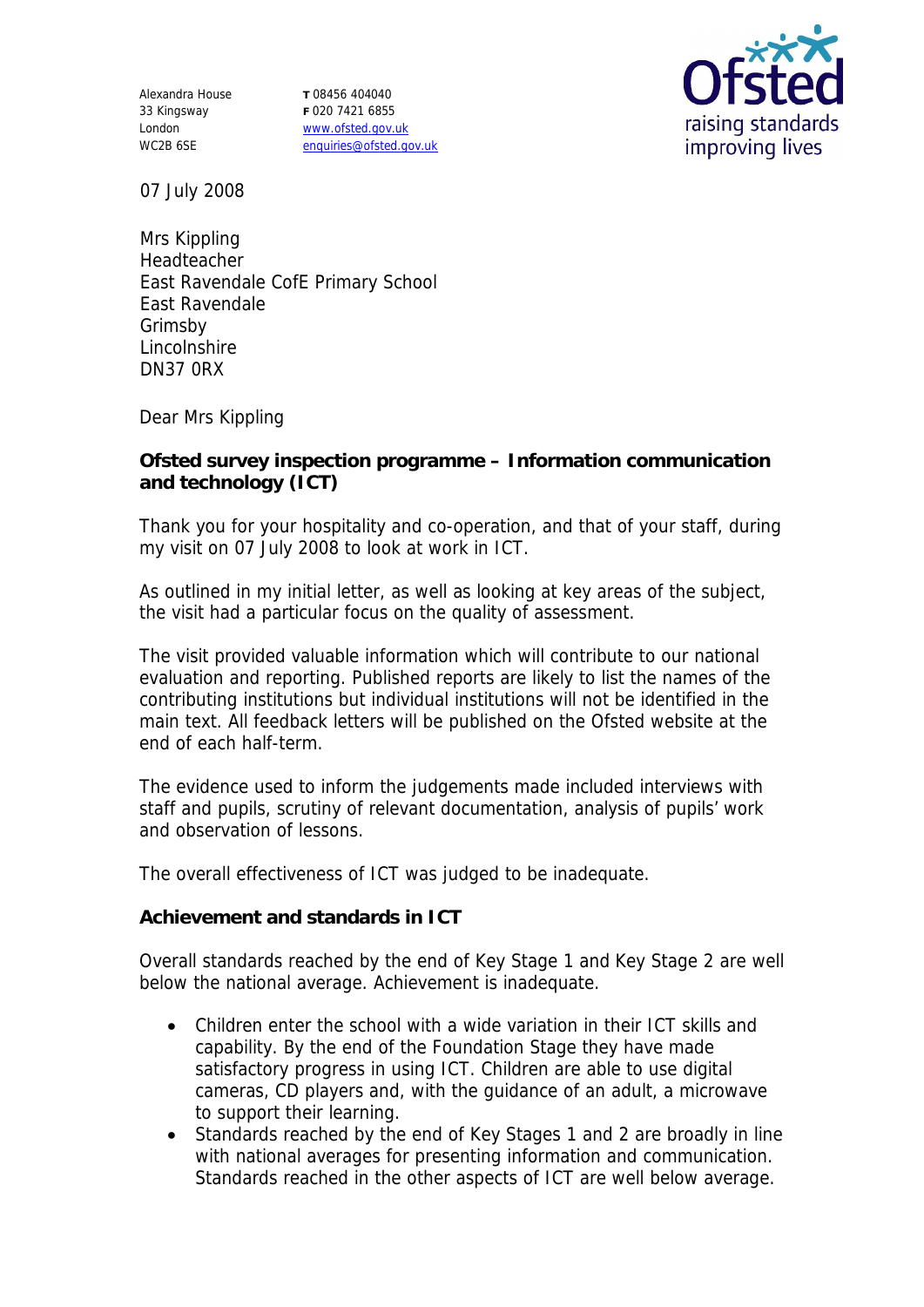Alexandra House
33 Kingsway
London
WC2B 6SE

**T** 08456 404040
**F** 020 7421 6855
www.ofsted.gov.uk
enquiries@ofsted.gov.uk

Ofsted
raising standards
improving lives

07 July 2008

Mrs Kippling
Headteacher
East Ravendale CofE Primary School
East Ravendale
Grimsby
Lincolnshire
DN37 0RX

Dear Mrs Kippling

**Ofsted survey inspection programme – Information communication and technology (ICT)**

Thank you for your hospitality and co-operation, and that of your staff, during my visit on 07 July 2008 to look at work in ICT.

As outlined in my initial letter, as well as looking at key areas of the subject, the visit had a particular focus on the quality of assessment.

The visit provided valuable information which will contribute to our national evaluation and reporting. Published reports are likely to list the names of the contributing institutions but individual institutions will not be identified in the main text. All feedback letters will be published on the Ofsted website at the end of each half-term.

The evidence used to inform the judgements made included interviews with staff and pupils, scrutiny of relevant documentation, analysis of pupils' work and observation of lessons.

The overall effectiveness of ICT was judged to be inadequate.

**Achievement and standards in ICT**

Overall standards reached by the end of Key Stage 1 and Key Stage 2 are well below the national average. Achievement is inadequate.

- Children enter the school with a wide variation in their ICT skills and capability. By the end of the Foundation Stage they have made satisfactory progress in using ICT. Children are able to use digital cameras, CD players and, with the guidance of an adult, a microwave to support their learning.
- Standards reached by the end of Key Stages 1 and 2 are broadly in line with national averages for presenting information and communication. Standards reached in the other aspects of ICT are well below average.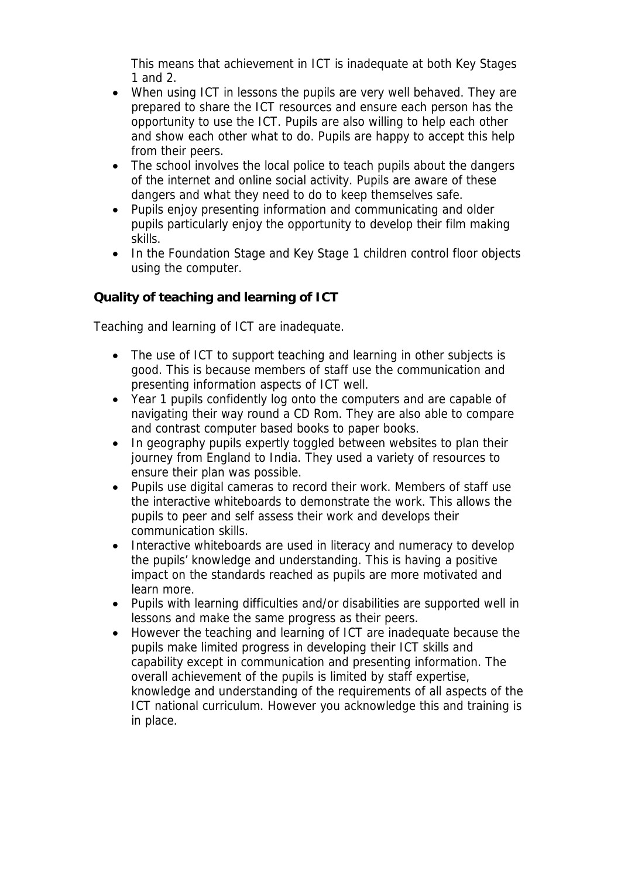This means that achievement in ICT is inadequate at both Key Stages 1 and 2.

- When using ICT in lessons the pupils are very well behaved. They are prepared to share the ICT resources and ensure each person has the opportunity to use the ICT. Pupils are also willing to help each other and show each other what to do. Pupils are happy to accept this help from their peers.
- The school involves the local police to teach pupils about the dangers of the internet and online social activity. Pupils are aware of these dangers and what they need to do to keep themselves safe.
- Pupils enjoy presenting information and communicating and older pupils particularly enjoy the opportunity to develop their film making skills.
- In the Foundation Stage and Key Stage 1 children control floor objects using the computer.

**Quality of teaching and learning of ICT**

Teaching and learning of ICT are inadequate.

- The use of ICT to support teaching and learning in other subjects is good. This is because members of staff use the communication and presenting information aspects of ICT well.
- Year 1 pupils confidently log onto the computers and are capable of navigating their way round a CD Rom. They are also able to compare and contrast computer based books to paper books.
- In geography pupils expertly toggled between websites to plan their journey from England to India. They used a variety of resources to ensure their plan was possible.
- Pupils use digital cameras to record their work. Members of staff use the interactive whiteboards to demonstrate the work. This allows the pupils to peer and self assess their work and develops their communication skills.
- Interactive whiteboards are used in literacy and numeracy to develop the pupils' knowledge and understanding. This is having a positive impact on the standards reached as pupils are more motivated and learn more.
- Pupils with learning difficulties and/or disabilities are supported well in lessons and make the same progress as their peers.
- However the teaching and learning of ICT are inadequate because the pupils make limited progress in developing their ICT skills and capability except in communication and presenting information. The overall achievement of the pupils is limited by staff expertise, knowledge and understanding of the requirements of all aspects of the ICT national curriculum. However you acknowledge this and training is in place.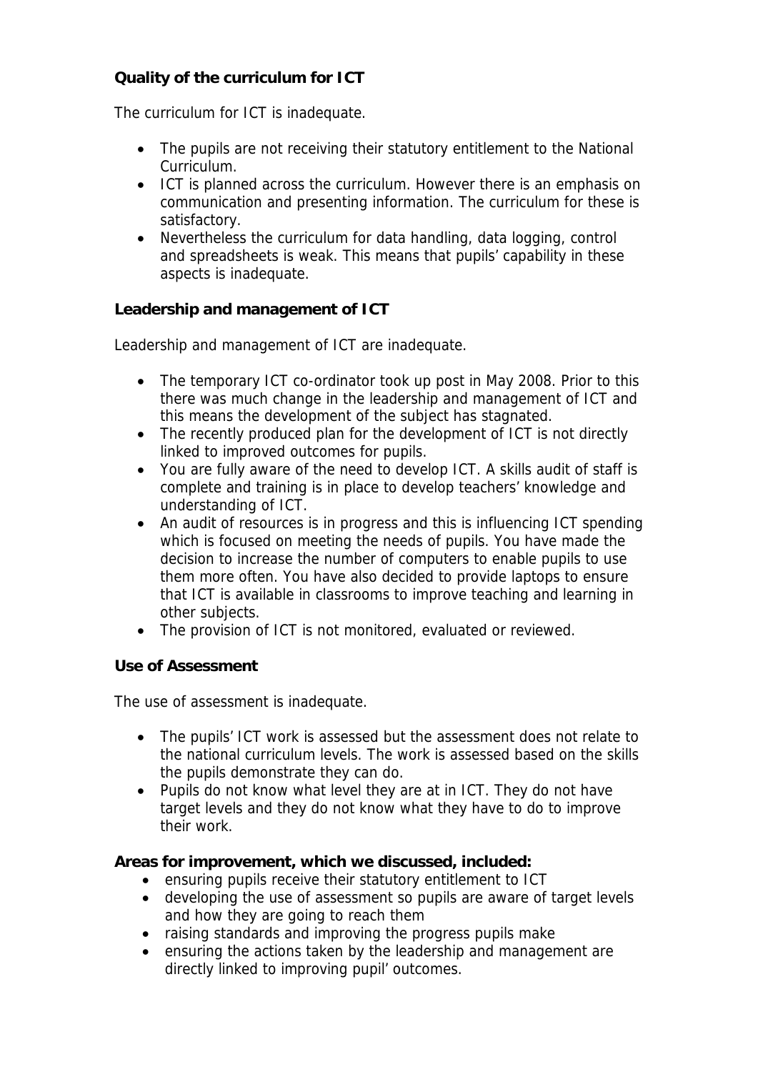**Quality of the curriculum for ICT**

The curriculum for ICT is inadequate.

- The pupils are not receiving their statutory entitlement to the National Curriculum.
- ICT is planned across the curriculum. However there is an emphasis on communication and presenting information. The curriculum for these is satisfactory.
- Nevertheless the curriculum for data handling, data logging, control and spreadsheets is weak. This means that pupils' capability in these aspects is inadequate.

**Leadership and management of ICT**

Leadership and management of ICT are inadequate.

- The temporary ICT co-ordinator took up post in May 2008. Prior to this there was much change in the leadership and management of ICT and this means the development of the subject has stagnated.
- The recently produced plan for the development of ICT is not directly linked to improved outcomes for pupils.
- You are fully aware of the need to develop ICT. A skills audit of staff is complete and training is in place to develop teachers' knowledge and understanding of ICT.
- An audit of resources is in progress and this is influencing ICT spending which is focused on meeting the needs of pupils. You have made the decision to increase the number of computers to enable pupils to use them more often. You have also decided to provide laptops to ensure that ICT is available in classrooms to improve teaching and learning in other subjects.
- The provision of ICT is not monitored, evaluated or reviewed.

**Use of Assessment**

The use of assessment is inadequate.

- The pupils' ICT work is assessed but the assessment does not relate to the national curriculum levels. The work is assessed based on the skills the pupils demonstrate they can do.
- Pupils do not know what level they are at in ICT. They do not have target levels and they do not know what they have to do to improve their work.

**Areas for improvement, which we discussed, included:**

- ensuring pupils receive their statutory entitlement to ICT
- developing the use of assessment so pupils are aware of target levels and how they are going to reach them
- raising standards and improving the progress pupils make
- ensuring the actions taken by the leadership and management are directly linked to improving pupil' outcomes.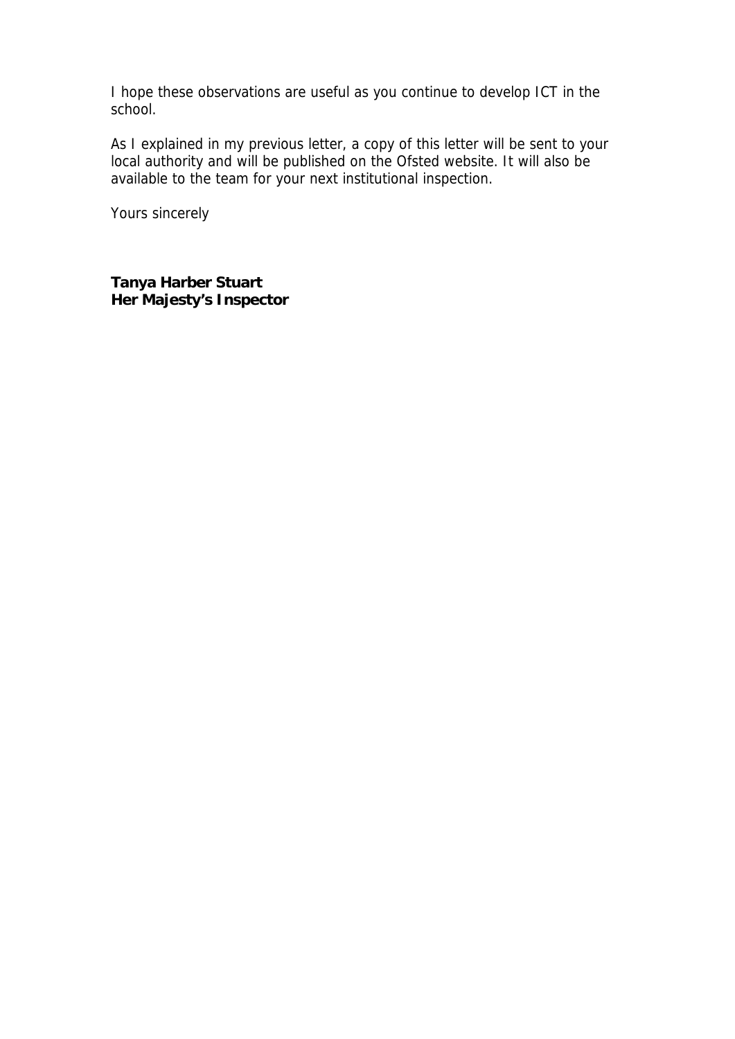I hope these observations are useful as you continue to develop ICT in the school.

As I explained in my previous letter, a copy of this letter will be sent to your local authority and will be published on the Ofsted website. It will also be available to the team for your next institutional inspection.

Yours sincerely

**Tanya Harber Stuart**
**Her Majesty's Inspector**